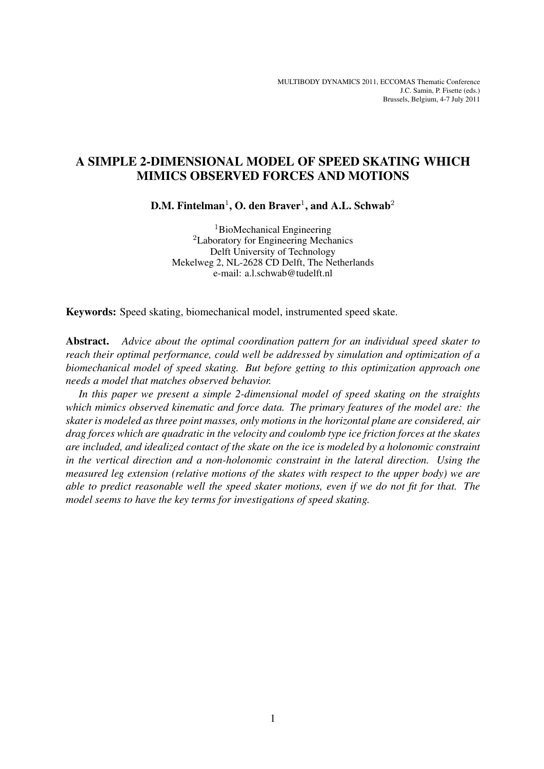MULTIBODY DYNAMICS 2011, ECCOMAS Thematic Conference
J.C. Samin, P. Fisette (eds.)
Brussels, Belgium, 4-7 July 2011

# A SIMPLE 2-DIMENSIONAL MODEL OF SPEED SKATING WHICH MIMICS OBSERVED FORCES AND MOTIONS

**D.M. Fintelman[1], O. den Braver[1], and A.L. Schwab[2]**

[1]BioMechanical Engineering
[2]Laboratory for Engineering Mechanics
Delft University of Technology
Mekelweg 2, NL-2628 CD Delft, The Netherlands
e-mail: a.l.schwab@tudelft.nl

**Keywords:** Speed skating, biomechanical model, instrumented speed skate.

**Abstract.** *Advice about the optimal coordination pattern for an individual speed skater to reach their optimal performance, could well be addressed by simulation and optimization of a biomechanical model of speed skating. But before getting to this optimization approach one needs a model that matches observed behavior.*

*In this paper we present a simple 2-dimensional model of speed skating on the straights which mimics observed kinematic and force data. The primary features of the model are: the skater is modeled as three point masses, only motions in the horizontal plane are considered, air drag forces which are quadratic in the velocity and coulomb type ice friction forces at the skates are included, and idealized contact of the skate on the ice is modeled by a holonomic constraint in the vertical direction and a non-holonomic constraint in the lateral direction. Using the measured leg extension (relative motions of the skates with respect to the upper body) we are able to predict reasonable well the speed skater motions, even if we do not fit for that. The model seems to have the key terms for investigations of speed skating.*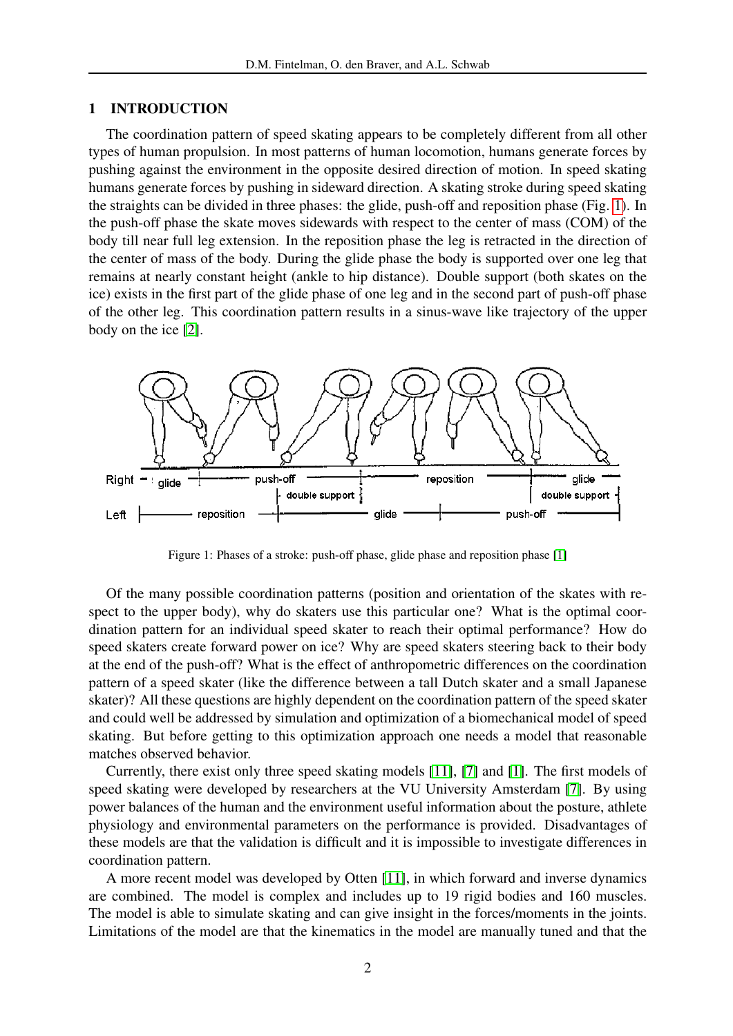## 1 INTRODUCTION

The coordination pattern of speed skating appears to be completely different from all other types of human propulsion. In most patterns of human locomotion, humans generate forces by pushing against the environment in the opposite desired direction of motion. In speed skating humans generate forces by pushing in sideward direction. A skating stroke during speed skating the straights can be divided in three phases: the glide, push-off and reposition phase (Fig. 1). In the push-off phase the skate moves sidewards with respect to the center of mass (COM) of the body till near full leg extension. In the reposition phase the leg is retracted in the direction of the center of mass of the body. During the glide phase the body is supported over one leg that remains at nearly constant height (ankle to hip distance). Double support (both skates on the ice) exists in the first part of the glide phase of one leg and in the second part of push-off phase of the other leg. This coordination pattern results in a sinus-wave like trajectory of the upper body on the ice [2].

Figure 1: Phases of a stroke: push-off phase, glide phase and reposition phase [1]

Of the many possible coordination patterns (position and orientation of the skates with respect to the upper body), why do skaters use this particular one? What is the optimal coordination pattern for an individual speed skater to reach their optimal performance? How do speed skaters create forward power on ice? Why are speed skaters steering back to their body at the end of the push-off? What is the effect of anthropometric differences on the coordination pattern of a speed skater (like the difference between a tall Dutch skater and a small Japanese skater)? All these questions are highly dependent on the coordination pattern of the speed skater and could well be addressed by simulation and optimization of a biomechanical model of speed skating. But before getting to this optimization approach one needs a model that reasonable matches observed behavior.

Currently, there exist only three speed skating models [11], [7] and [1]. The first models of speed skating were developed by researchers at the VU University Amsterdam [7]. By using power balances of the human and the environment useful information about the posture, athlete physiology and environmental parameters on the performance is provided. Disadvantages of these models are that the validation is difficult and it is impossible to investigate differences in coordination pattern.

A more recent model was developed by Otten [11], in which forward and inverse dynamics are combined. The model is complex and includes up to 19 rigid bodies and 160 muscles. The model is able to simulate skating and can give insight in the forces/moments in the joints. Limitations of the model are that the kinematics in the model are manually tuned and that the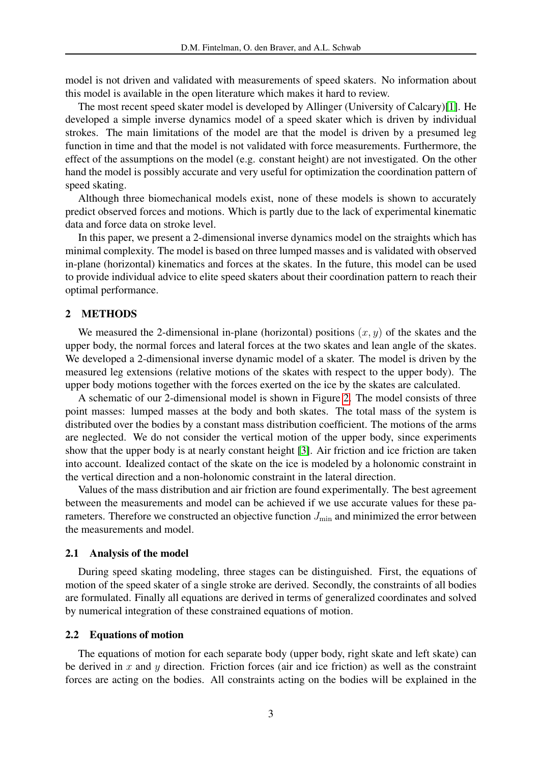model is not driven and validated with measurements of speed skaters. No information about this model is available in the open literature which makes it hard to review.

The most recent speed skater model is developed by Allinger (University of Calcary)[1]. He developed a simple inverse dynamics model of a speed skater which is driven by individual strokes. The main limitations of the model are that the model is driven by a presumed leg function in time and that the model is not validated with force measurements. Furthermore, the effect of the assumptions on the model (e.g. constant height) are not investigated. On the other hand the model is possibly accurate and very useful for optimization the coordination pattern of speed skating.

Although three biomechanical models exist, none of these models is shown to accurately predict observed forces and motions. Which is partly due to the lack of experimental kinematic data and force data on stroke level.

In this paper, we present a 2-dimensional inverse dynamics model on the straights which has minimal complexity. The model is based on three lumped masses and is validated with observed in-plane (horizontal) kinematics and forces at the skates. In the future, this model can be used to provide individual advice to elite speed skaters about their coordination pattern to reach their optimal performance.

## 2 METHODS

We measured the 2-dimensional in-plane (horizontal) positions $(x, y)$ of the skates and the upper body, the normal forces and lateral forces at the two skates and lean angle of the skates. We developed a 2-dimensional inverse dynamic model of a skater. The model is driven by the measured leg extensions (relative motions of the skates with respect to the upper body). The upper body motions together with the forces exerted on the ice by the skates are calculated.

A schematic of our 2-dimensional model is shown in Figure 2. The model consists of three point masses: lumped masses at the body and both skates. The total mass of the system is distributed over the bodies by a constant mass distribution coefficient. The motions of the arms are neglected. We do not consider the vertical motion of the upper body, since experiments show that the upper body is at nearly constant height [3]. Air friction and ice friction are taken into account. Idealized contact of the skate on the ice is modeled by a holonomic constraint in the vertical direction and a non-holonomic constraint in the lateral direction.

Values of the mass distribution and air friction are found experimentally. The best agreement between the measurements and model can be achieved if we use accurate values for these parameters. Therefore we constructed an objective function $J_{\min}$ and minimized the error between the measurements and model.

### 2.1 Analysis of the model

During speed skating modeling, three stages can be distinguished. First, the equations of motion of the speed skater of a single stroke are derived. Secondly, the constraints of all bodies are formulated. Finally all equations are derived in terms of generalized coordinates and solved by numerical integration of these constrained equations of motion.

### 2.2 Equations of motion

The equations of motion for each separate body (upper body, right skate and left skate) can be derived in $x$ and $y$ direction. Friction forces (air and ice friction) as well as the constraint forces are acting on the bodies. All constraints acting on the bodies will be explained in the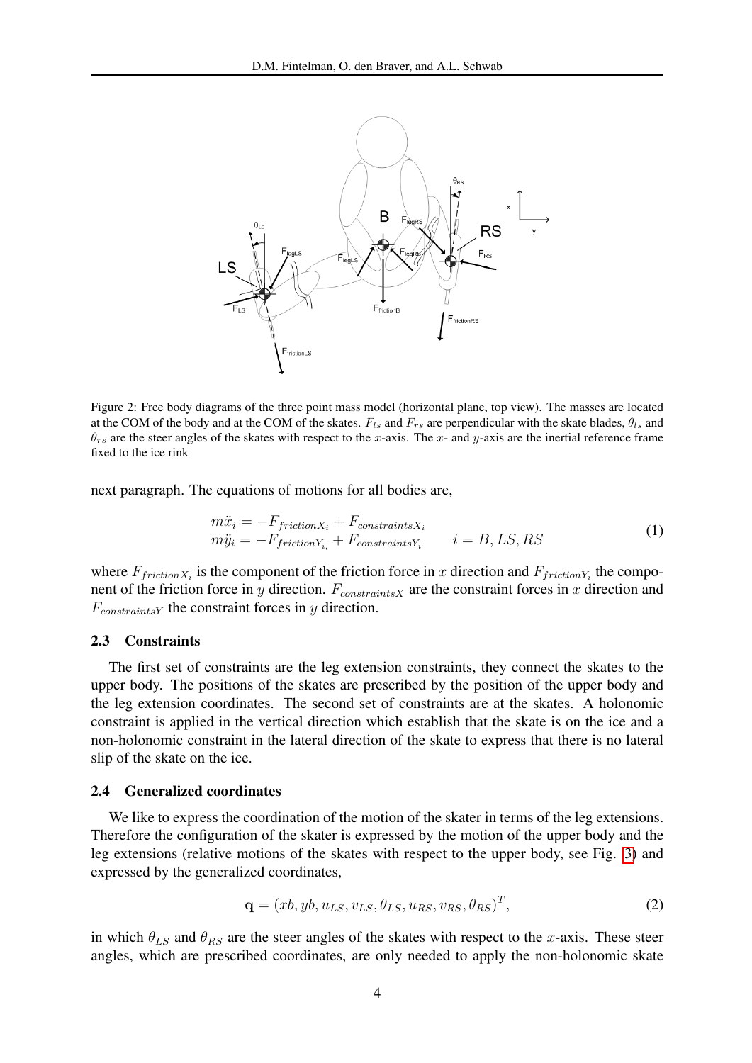Figure 2: Free body diagrams of the three point mass model (horizontal plane, top view). The masses are located at the COM of the body and at the COM of the skates. $F_{ls}$ and $F_{rs}$ are perpendicular with the skate blades, $\theta_{ls}$ and $\theta_{rs}$ are the steer angles of the skates with respect to the $x$-axis. The $x$- and $y$-axis are the inertial reference frame fixed to the ice rink

next paragraph. The equations of motions for all bodies are,

$$
\begin{aligned}
m\ddot{x}_i &= -F_{frictionX_i} + F_{constraintsX_i} \\
m\ddot{y}_i &= -F_{frictionY_{i,}} + F_{constraintsY_i} \qquad i = B, LS, RS
\end{aligned} \tag{1}
$$

where $F_{frictionX_i}$ is the component of the friction force in $x$ direction and $F_{frictionY_i}$ the component of the friction force in $y$ direction. $F_{constraintsX}$ are the constraint forces in $x$ direction and $F_{constraintsY}$ the constraint forces in $y$ direction.

### 2.3 Constraints

The first set of constraints are the leg extension constraints, they connect the skates to the upper body. The positions of the skates are prescribed by the position of the upper body and the leg extension coordinates. The second set of constraints are at the skates. A holonomic constraint is applied in the vertical direction which establish that the skate is on the ice and a non-holonomic constraint in the lateral direction of the skate to express that there is no lateral slip of the skate on the ice.

### 2.4 Generalized coordinates

We like to express the coordination of the motion of the skater in terms of the leg extensions. Therefore the configuration of the skater is expressed by the motion of the upper body and the leg extensions (relative motions of the skates with respect to the upper body, see Fig. 3) and expressed by the generalized coordinates,

$$
\mathbf{q} = (xb, yb, u_{LS}, v_{LS}, \theta_{LS}, u_{RS}, v_{RS}, \theta_{RS})^T, \tag{2}
$$

in which $\theta_{LS}$ and $\theta_{RS}$ are the steer angles of the skates with respect to the $x$-axis. These steer angles, which are prescribed coordinates, are only needed to apply the non-holonomic skate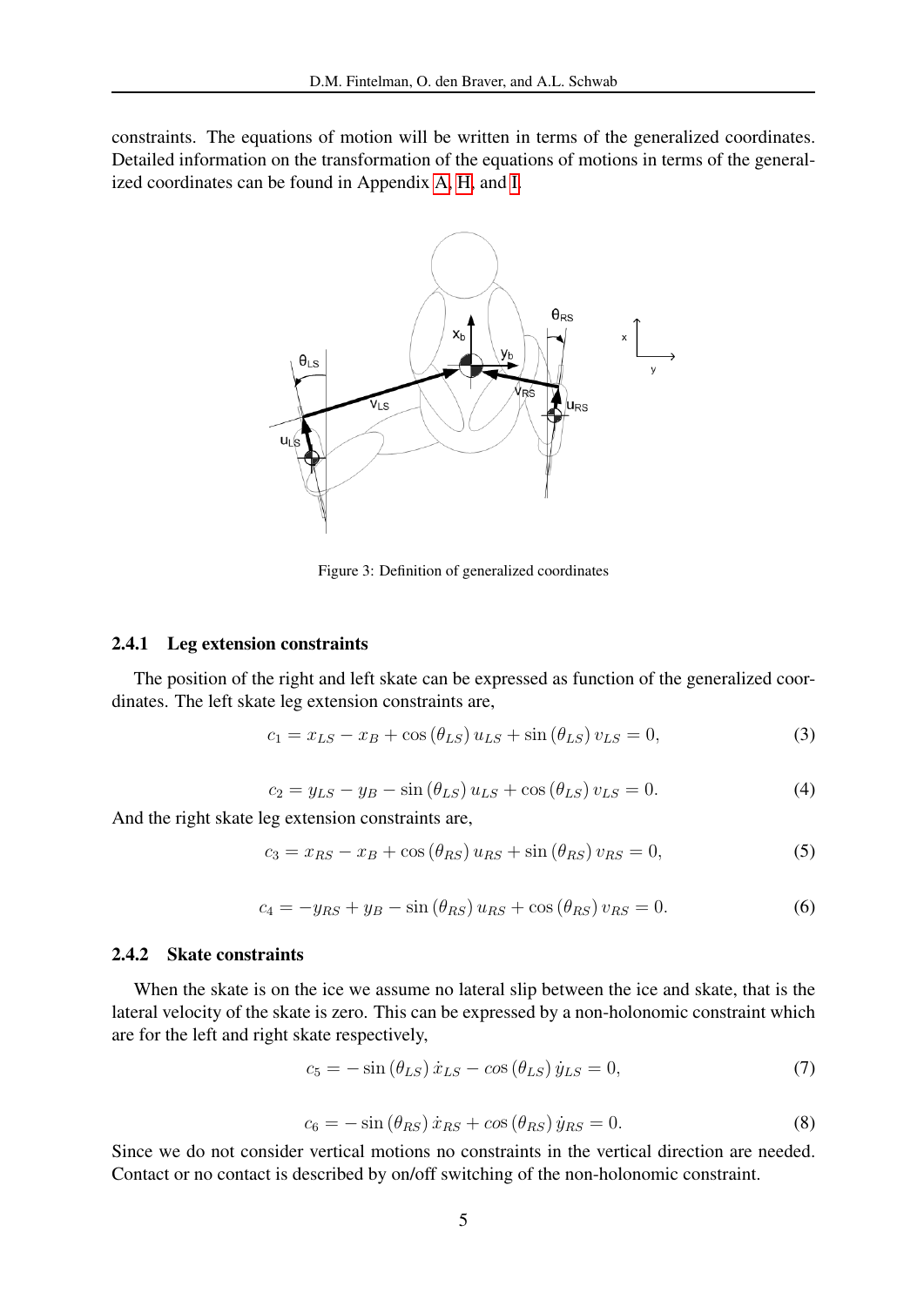constraints. The equations of motion will be written in terms of the generalized coordinates. Detailed information on the transformation of the equations of motions in terms of the generalized coordinates can be found in Appendix A, H, and I.

Figure 3: Definition of generalized coordinates

### 2.4.1 Leg extension constraints

The position of the right and left skate can be expressed as function of the generalized coordinates. The left skate leg extension constraints are,

$$c_1 = x_{LS} - x_B + \cos(\theta_{LS})\, u_{LS} + \sin(\theta_{LS})\, v_{LS} = 0, \tag{3}$$

$$c_2 = y_{LS} - y_B - \sin(\theta_{LS})\, u_{LS} + \cos(\theta_{LS})\, v_{LS} = 0. \tag{4}$$

And the right skate leg extension constraints are,

$$c_3 = x_{RS} - x_B + \cos(\theta_{RS})\, u_{RS} + \sin(\theta_{RS})\, v_{RS} = 0, \tag{5}$$

$$c_4 = -y_{RS} + y_B - \sin(\theta_{RS})\, u_{RS} + \cos(\theta_{RS})\, v_{RS} = 0. \tag{6}$$

### 2.4.2 Skate constraints

When the skate is on the ice we assume no lateral slip between the ice and skate, that is the lateral velocity of the skate is zero. This can be expressed by a non-holonomic constraint which are for the left and right skate respectively,

$$c_5 = -\sin(\theta_{LS})\, \dot{x}_{LS} - \cos(\theta_{LS})\, \dot{y}_{LS} = 0, \tag{7}$$

$$c_6 = -\sin(\theta_{RS})\, \dot{x}_{RS} + \cos(\theta_{RS})\, \dot{y}_{RS} = 0. \tag{8}$$

Since we do not consider vertical motions no constraints in the vertical direction are needed. Contact or no contact is described by on/off switching of the non-holonomic constraint.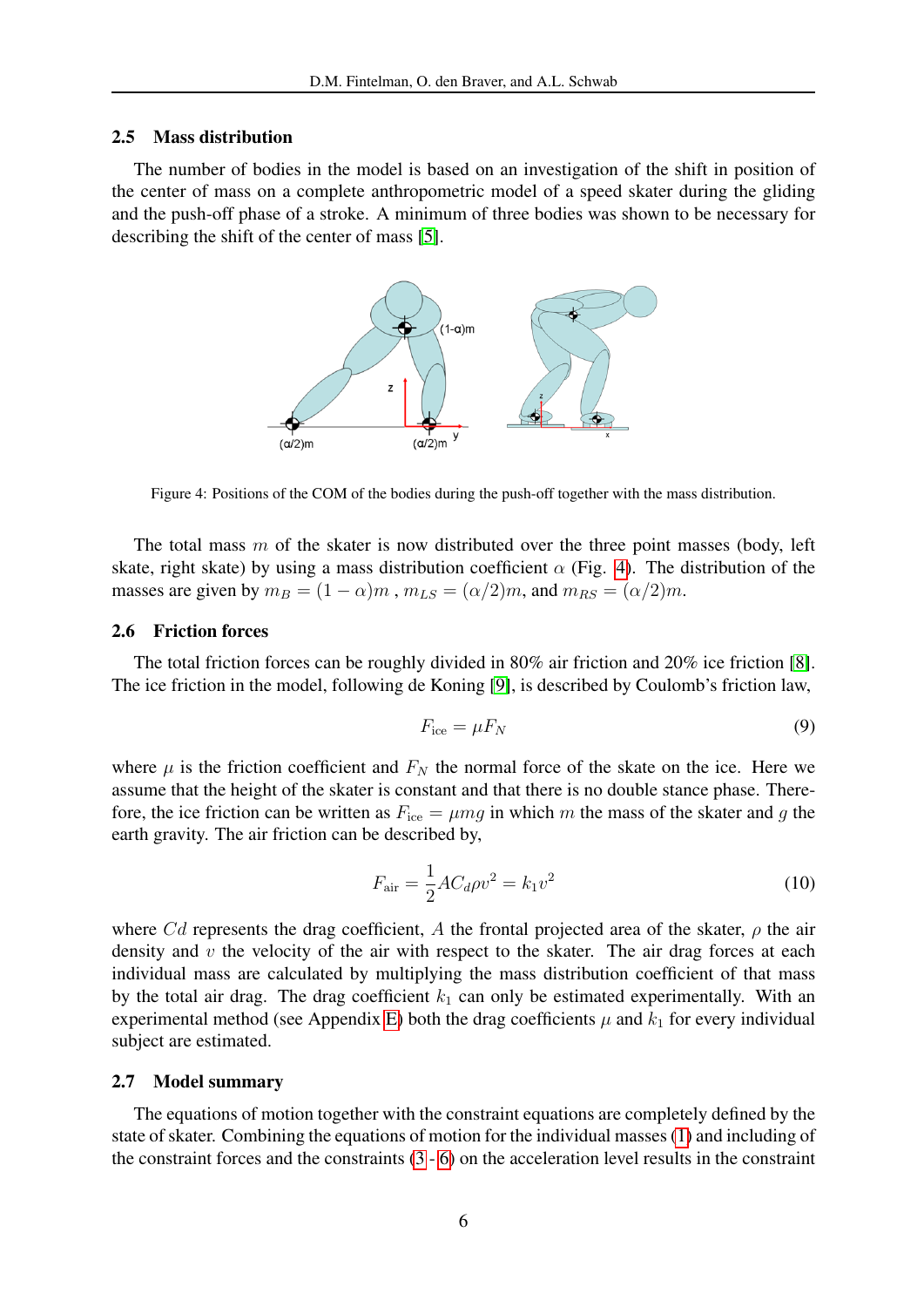### 2.5 Mass distribution

The number of bodies in the model is based on an investigation of the shift in position of the center of mass on a complete anthropometric model of a speed skater during the gliding and the push-off phase of a stroke. A minimum of three bodies was shown to be necessary for describing the shift of the center of mass [5].

Figure 4: Positions of the COM of the bodies during the push-off together with the mass distribution.

The total mass $m$ of the skater is now distributed over the three point masses (body, left skate, right skate) by using a mass distribution coefficient $\alpha$ (Fig. 4). The distribution of the masses are given by $m_B = (1-\alpha)m$ , $m_{LS} = (\alpha/2)m$, and $m_{RS} = (\alpha/2)m$.

### 2.6 Friction forces

The total friction forces can be roughly divided in 80% air friction and 20% ice friction [8]. The ice friction in the model, following de Koning [9], is described by Coulomb's friction law,

$$F_{\text{ice}} = \mu F_N \tag{9}$$

where $\mu$ is the friction coefficient and $F_N$ the normal force of the skate on the ice. Here we assume that the height of the skater is constant and that there is no double stance phase. Therefore, the ice friction can be written as $F_{\text{ice}} = \mu m g$ in which $m$ the mass of the skater and $g$ the earth gravity. The air friction can be described by,

$$F_{\text{air}} = \frac{1}{2} A C_d \rho v^2 = k_1 v^2 \tag{10}$$

where $Cd$ represents the drag coefficient, $A$ the frontal projected area of the skater, $\rho$ the air density and $v$ the velocity of the air with respect to the skater. The air drag forces at each individual mass are calculated by multiplying the mass distribution coefficient of that mass by the total air drag. The drag coefficient $k_1$ can only be estimated experimentally. With an experimental method (see Appendix E) both the drag coefficients $\mu$ and $k_1$ for every individual subject are estimated.

### 2.7 Model summary

The equations of motion together with the constraint equations are completely defined by the state of skater. Combining the equations of motion for the individual masses (1) and including of the constraint forces and the constraints (3 - 6) on the acceleration level results in the constraint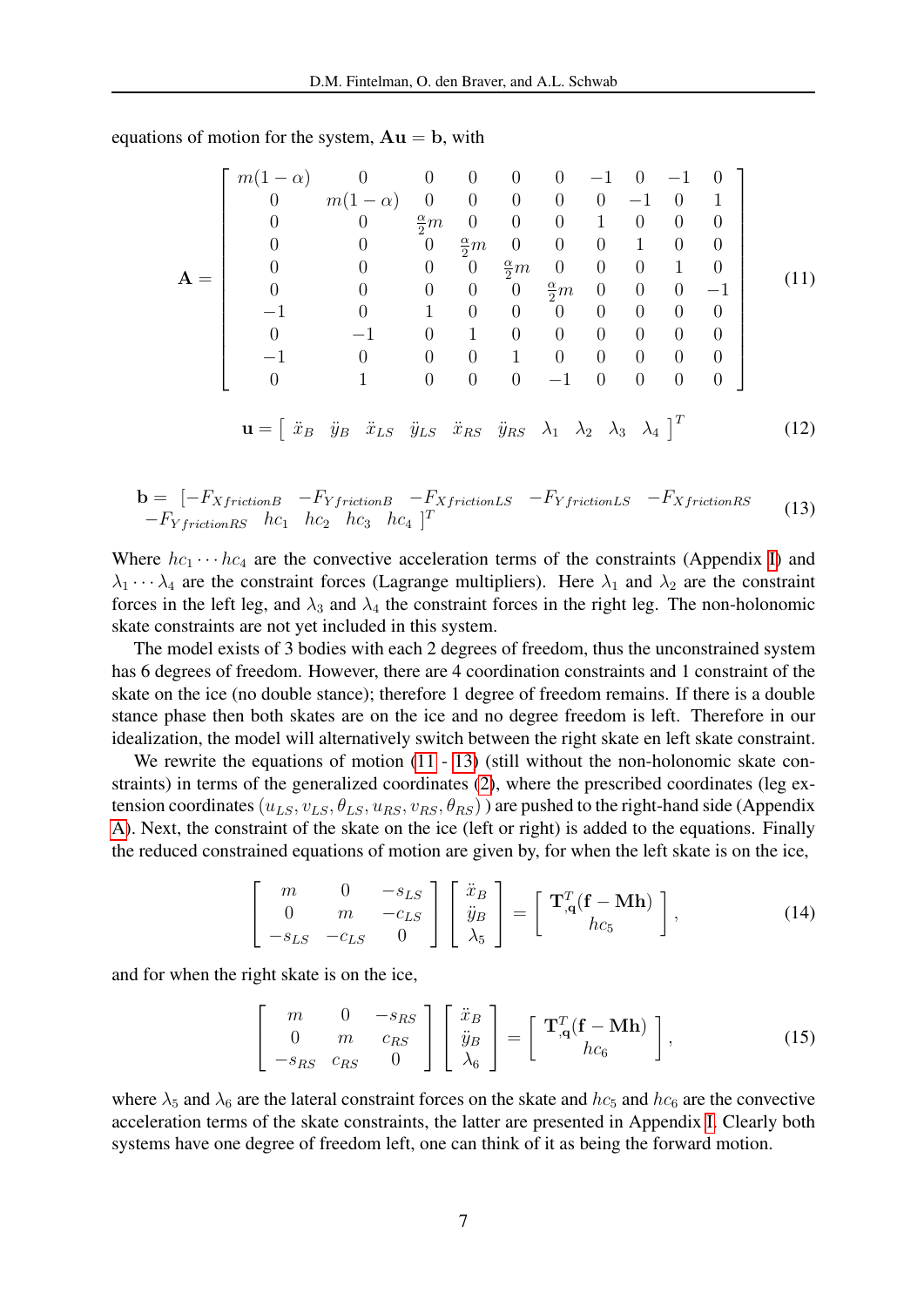equations of motion for the system, $\mathbf{Au} = \mathbf{b}$, with

$$
\mathbf{A} = \begin{bmatrix}
m(1-\alpha) & 0 & 0 & 0 & 0 & 0 & -1 & 0 & -1 & 0 \\
0 & m(1-\alpha) & 0 & 0 & 0 & 0 & 0 & -1 & 0 & 1 \\
0 & 0 & \frac{\alpha}{2}m & 0 & 0 & 0 & 1 & 0 & 0 & 0 \\
0 & 0 & 0 & \frac{\alpha}{2}m & 0 & 0 & 0 & 1 & 0 & 0 \\
0 & 0 & 0 & 0 & \frac{\alpha}{2}m & 0 & 0 & 0 & 1 & 0 \\
0 & 0 & 0 & 0 & 0 & \frac{\alpha}{2}m & 0 & 0 & 0 & -1 \\
-1 & 0 & 1 & 0 & 0 & 0 & 0 & 0 & 0 & 0 \\
0 & -1 & 0 & 1 & 0 & 0 & 0 & 0 & 0 & 0 \\
-1 & 0 & 0 & 0 & 1 & 0 & 0 & 0 & 0 & 0 \\
0 & 1 & 0 & 0 & 0 & -1 & 0 & 0 & 0 & 0
\end{bmatrix} \tag{11}
$$

$$
\mathbf{u} = \begin{bmatrix} \ddot{x}_B & \ddot{y}_B & \ddot{x}_{LS} & \ddot{y}_{LS} & \ddot{x}_{RS} & \ddot{y}_{RS} & \lambda_1 & \lambda_2 & \lambda_3 & \lambda_4 \end{bmatrix}^T \tag{12}
$$

$$
\begin{aligned}
\mathbf{b} = \ & [-F_{XfrictionB} \quad -F_{YfrictionB} \quad -F_{XfrictionLS} \quad -F_{YfrictionLS} \quad -F_{XfrictionRS} \\
& -F_{YfrictionRS} \quad hc_1 \quad hc_2 \quad hc_3 \quad hc_4 \ ]^T
\end{aligned} \tag{13}
$$

Where $hc_1 \cdots hc_4$ are the convective acceleration terms of the constraints (Appendix I) and $\lambda_1 \cdots \lambda_4$ are the constraint forces (Lagrange multipliers). Here $\lambda_1$ and $\lambda_2$ are the constraint forces in the left leg, and $\lambda_3$ and $\lambda_4$ the constraint forces in the right leg. The non-holonomic skate constraints are not yet included in this system.

The model exists of 3 bodies with each 2 degrees of freedom, thus the unconstrained system has 6 degrees of freedom. However, there are 4 coordination constraints and 1 constraint of the skate on the ice (no double stance); therefore 1 degree of freedom remains. If there is a double stance phase then both skates are on the ice and no degree freedom is left. Therefore in our idealization, the model will alternatively switch between the right skate en left skate constraint.

We rewrite the equations of motion (11 - 13) (still without the non-holonomic skate constraints) in terms of the generalized coordinates (2), where the prescribed coordinates (leg extension coordinates $(u_{LS}, v_{LS}, \theta_{LS}, u_{RS}, v_{RS}, \theta_{RS})$ ) are pushed to the right-hand side (Appendix A). Next, the constraint of the skate on the ice (left or right) is added to the equations. Finally the reduced constrained equations of motion are given by, for when the left skate is on the ice,

$$
\begin{bmatrix} m & 0 & -s_{LS} \\ 0 & m & -c_{LS} \\ -s_{LS} & -c_{LS} & 0 \end{bmatrix} \begin{bmatrix} \ddot{x}_B \\ \ddot{y}_B \\ \lambda_5 \end{bmatrix} = \begin{bmatrix} \mathbf{T}_{,\mathbf{q}}^T(\mathbf{f} - \mathbf{Mh}) \\ hc_5 \end{bmatrix}, \tag{14}
$$

and for when the right skate is on the ice,

$$
\begin{bmatrix} m & 0 & -s_{RS} \\ 0 & m & c_{RS} \\ -s_{RS} & c_{RS} & 0 \end{bmatrix} \begin{bmatrix} \ddot{x}_B \\ \ddot{y}_B \\ \lambda_6 \end{bmatrix} = \begin{bmatrix} \mathbf{T}_{,\mathbf{q}}^T(\mathbf{f} - \mathbf{Mh}) \\ hc_6 \end{bmatrix}, \tag{15}
$$

where $\lambda_5$ and $\lambda_6$ are the lateral constraint forces on the skate and $hc_5$ and $hc_6$ are the convective acceleration terms of the skate constraints, the latter are presented in Appendix I. Clearly both systems have one degree of freedom left, one can think of it as being the forward motion.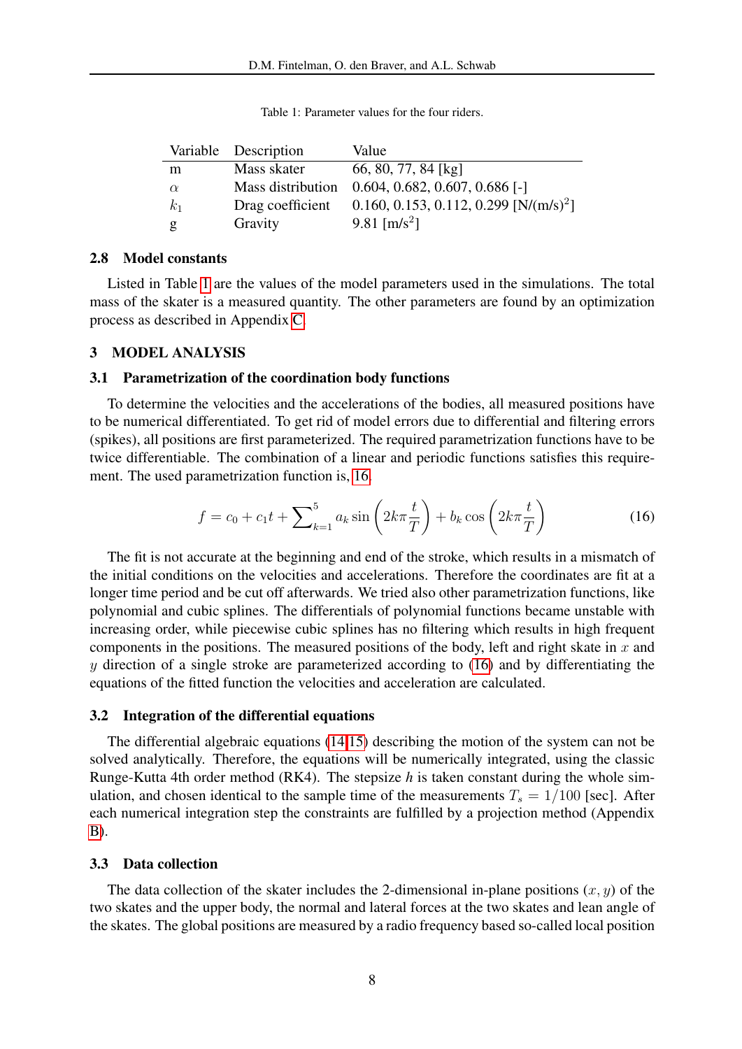Table 1: Parameter values for the four riders.

| Variable | Description | Value |
|---|---|---|
| m | Mass skater | 66, 80, 77, 84 [kg] |
| $\alpha$ | Mass distribution | 0.604, 0.682, 0.607, 0.686 [-] |
| $k_1$ | Drag coefficient | 0.160, 0.153, 0.112, 0.299 [N/(m/s)$^2$] |
| g | Gravity | 9.81 [m/s$^2$] |

### 2.8 Model constants

Listed in Table 1 are the values of the model parameters used in the simulations. The total mass of the skater is a measured quantity. The other parameters are found by an optimization process as described in Appendix C.

## 3 MODEL ANALYSIS

### 3.1 Parametrization of the coordination body functions

To determine the velocities and the accelerations of the bodies, all measured positions have to be numerical differentiated. To get rid of model errors due to differential and filtering errors (spikes), all positions are first parameterized. The required parametrization functions have to be twice differentiable. The combination of a linear and periodic functions satisfies this requirement. The used parametrization function is, 16.

$$f = c_0 + c_1 t + \sum_{k=1}^{5} a_k \sin\left(2k\pi\frac{t}{T}\right) + b_k \cos\left(2k\pi\frac{t}{T}\right) \tag{16}$$

The fit is not accurate at the beginning and end of the stroke, which results in a mismatch of the initial conditions on the velocities and accelerations. Therefore the coordinates are fit at a longer time period and be cut off afterwards. We tried also other parametrization functions, like polynomial and cubic splines. The differentials of polynomial functions became unstable with increasing order, while piecewise cubic splines has no filtering which results in high frequent components in the positions. The measured positions of the body, left and right skate in $x$ and $y$ direction of a single stroke are parameterized according to (16) and by differentiating the equations of the fitted function the velocities and acceleration are calculated.

### 3.2 Integration of the differential equations

The differential algebraic equations (14,15) describing the motion of the system can not be solved analytically. Therefore, the equations will be numerically integrated, using the classic Runge-Kutta 4th order method (RK4). The stepsize *h* is taken constant during the whole simulation, and chosen identical to the sample time of the measurements $T_s = 1/100$ [sec]. After each numerical integration step the constraints are fulfilled by a projection method (Appendix B).

### 3.3 Data collection

The data collection of the skater includes the 2-dimensional in-plane positions $(x, y)$ of the two skates and the upper body, the normal and lateral forces at the two skates and lean angle of the skates. The global positions are measured by a radio frequency based so-called local position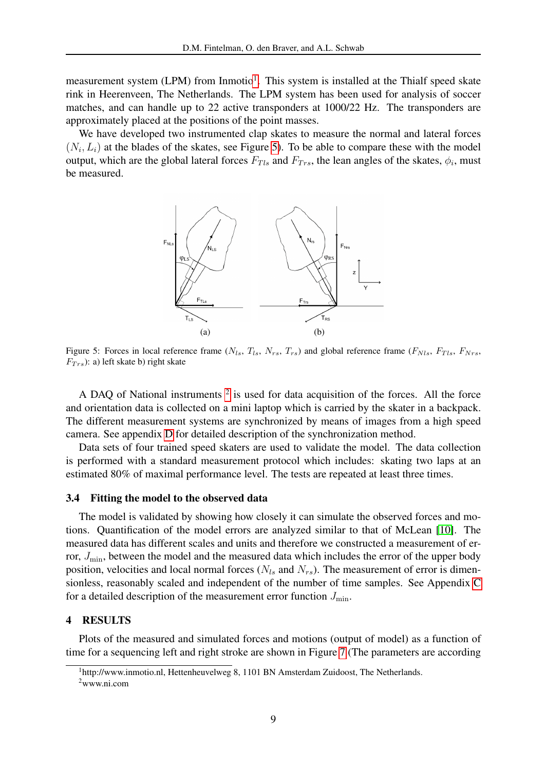measurement system (LPM) from Inmotio[1]. This system is installed at the Thialf speed skate rink in Heerenveen, The Netherlands. The LPM system has been used for analysis of soccer matches, and can handle up to 22 active transponders at 1000/22 Hz. The transponders are approximately placed at the positions of the point masses.

We have developed two instrumented clap skates to measure the normal and lateral forces $(N_i, L_i)$ at the blades of the skates, see Figure 5). To be able to compare these with the model output, which are the global lateral forces $F_{Tls}$ and $F_{Trs}$, the lean angles of the skates, $\phi_i$, must be measured.

Figure 5: Forces in local reference frame ($N_{ls}$, $T_{ls}$, $N_{rs}$, $T_{rs}$) and global reference frame ($F_{Nls}$, $F_{Tls}$, $F_{Nrs}$, $F_{Trs}$): a) left skate b) right skate

A DAQ of National instruments [2] is used for data acquisition of the forces. All the force and orientation data is collected on a mini laptop which is carried by the skater in a backpack. The different measurement systems are synchronized by means of images from a high speed camera. See appendix D for detailed description of the synchronization method.

Data sets of four trained speed skaters are used to validate the model. The data collection is performed with a standard measurement protocol which includes: skating two laps at an estimated 80% of maximal performance level. The tests are repeated at least three times.

### 3.4 Fitting the model to the observed data

The model is validated by showing how closely it can simulate the observed forces and motions. Quantification of the model errors are analyzed similar to that of McLean [10]. The measured data has different scales and units and therefore we constructed a measurement of error, $J_{\min}$, between the model and the measured data which includes the error of the upper body position, velocities and local normal forces ($N_{ls}$ and $N_{rs}$). The measurement of error is dimensionless, reasonably scaled and independent of the number of time samples. See Appendix C for a detailed description of the measurement error function $J_{\min}$.

## 4 RESULTS

Plots of the measured and simulated forces and motions (output of model) as a function of time for a sequencing left and right stroke are shown in Figure 7 (The parameters are according

[1] http://www.inmotio.nl, Hettenheuvelweg 8, 1101 BN Amsterdam Zuidoost, The Netherlands.

[2] www.ni.com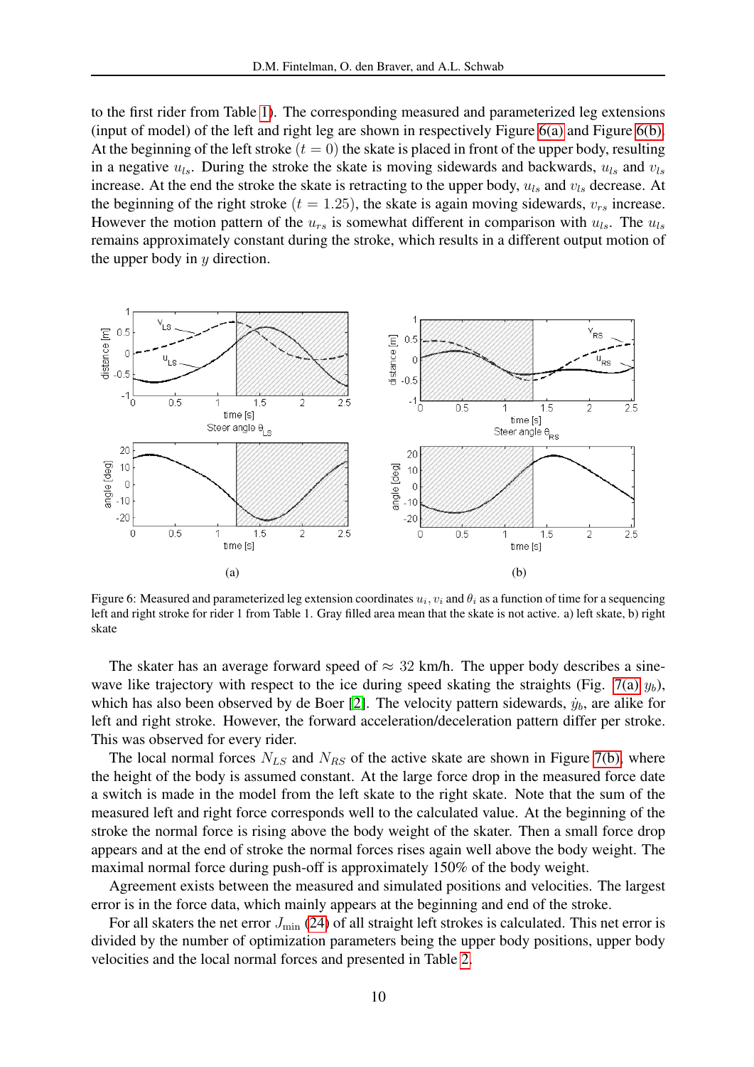to the first rider from Table 1). The corresponding measured and parameterized leg extensions (input of model) of the left and right leg are shown in respectively Figure 6(a) and Figure 6(b). At the beginning of the left stroke ($t = 0$) the skate is placed in front of the upper body, resulting in a negative $u_{ls}$. During the stroke the skate is moving sidewards and backwards, $u_{ls}$ and $v_{ls}$ increase. At the end the stroke the skate is retracting to the upper body, $u_{ls}$ and $v_{ls}$ decrease. At the beginning of the right stroke ($t = 1.25$), the skate is again moving sidewards, $v_{rs}$ increase. However the motion pattern of the $u_{rs}$ is somewhat different in comparison with $u_{ls}$. The $u_{ls}$ remains approximately constant during the stroke, which results in a different output motion of the upper body in $y$ direction.

Figure 6: Measured and parameterized leg extension coordinates $u_i$, $v_i$ and $\theta_i$ as a function of time for a sequencing left and right stroke for rider 1 from Table 1. Gray filled area mean that the skate is not active. a) left skate, b) right skate

The skater has an average forward speed of $\approx$ 32 km/h. The upper body describes a sine-wave like trajectory with respect to the ice during speed skating the straights (Fig. 7(a) $y_b$), which has also been observed by de Boer [2]. The velocity pattern sidewards, $\dot{y}_b$, are alike for left and right stroke. However, the forward acceleration/deceleration pattern differ per stroke. This was observed for every rider.

The local normal forces $N_{LS}$ and $N_{RS}$ of the active skate are shown in Figure 7(b), where the height of the body is assumed constant. At the large force drop in the measured force date a switch is made in the model from the left skate to the right skate. Note that the sum of the measured left and right force corresponds well to the calculated value. At the beginning of the stroke the normal force is rising above the body weight of the skater. Then a small force drop appears and at the end of stroke the normal forces rises again well above the body weight. The maximal normal force during push-off is approximately 150% of the body weight.

Agreement exists between the measured and simulated positions and velocities. The largest error is in the force data, which mainly appears at the beginning and end of the stroke.

For all skaters the net error $J_{\min}$ (24) of all straight left strokes is calculated. This net error is divided by the number of optimization parameters being the upper body positions, upper body velocities and the local normal forces and presented in Table 2.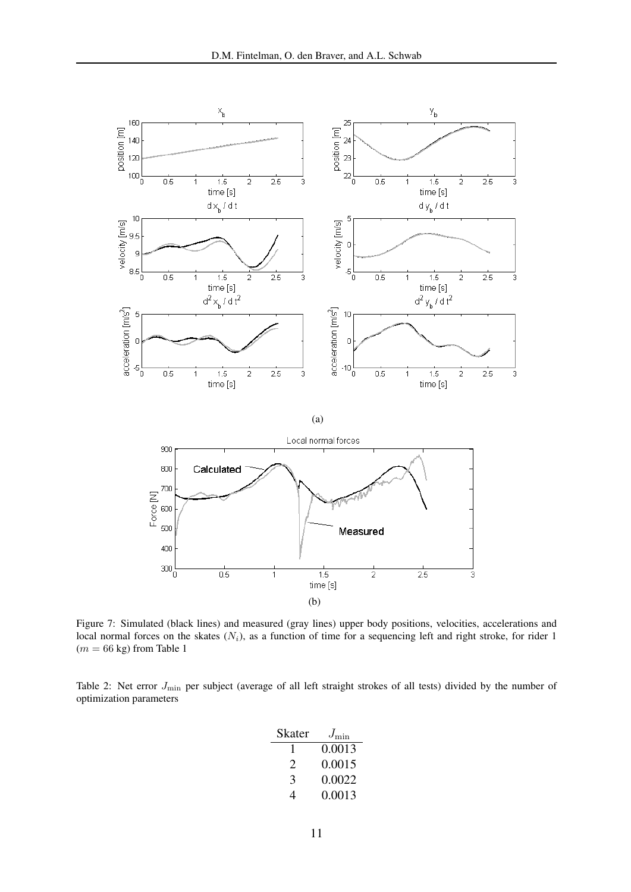(a)

(b)

Figure 7: Simulated (black lines) and measured (gray lines) upper body positions, velocities, accelerations and local normal forces on the skates ($N_i$), as a function of time for a sequencing left and right stroke, for rider 1 ($m = 66$ kg) from Table 1

Table 2: Net error $J_{\min}$ per subject (average of all left straight strokes of all tests) divided by the number of optimization parameters

| Skater | $J_{\min}$ |
|---|---|
| 1 | 0.0013 |
| 2 | 0.0015 |
| 3 | 0.0022 |
| 4 | 0.0013 |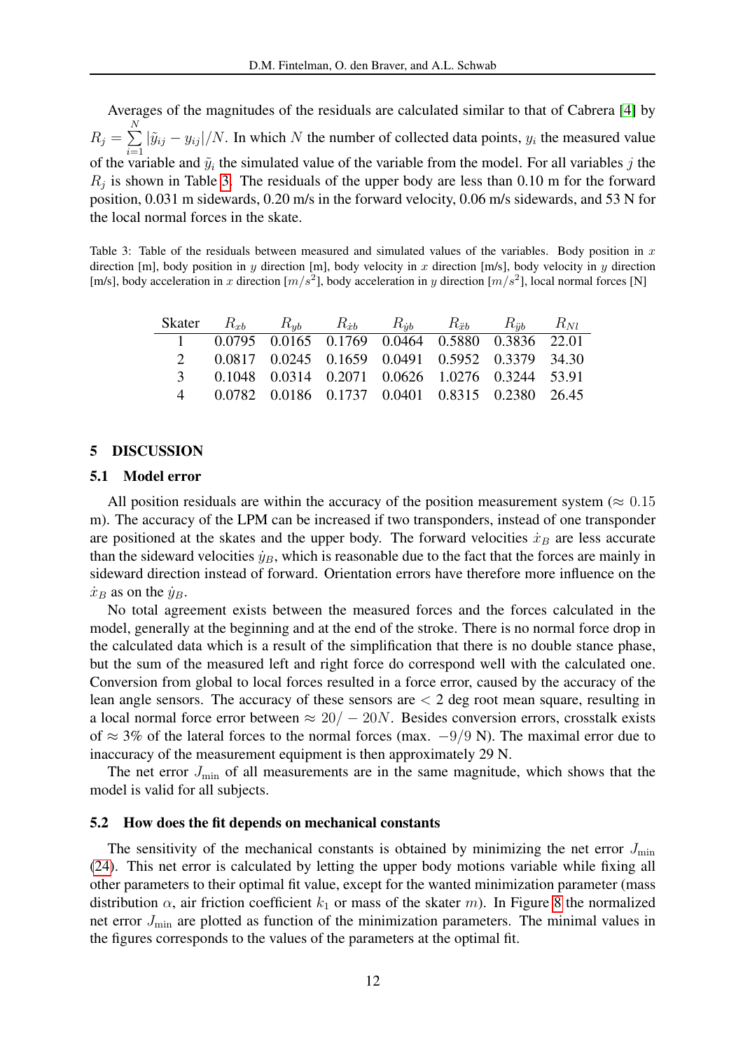Averages of the magnitudes of the residuals are calculated similar to that of Cabrera [4] by $R_j = \sum_{i=1}^{N} |\tilde{y}_{ij} - y_{ij}|/N$. In which $N$ the number of collected data points, $y_i$ the measured value of the variable and $\tilde{y}_i$ the simulated value of the variable from the model. For all variables $j$ the $R_j$ is shown in Table 3. The residuals of the upper body are less than 0.10 m for the forward position, 0.031 m sidewards, 0.20 m/s in the forward velocity, 0.06 m/s sidewards, and 53 N for the local normal forces in the skate.

Table 3: Table of the residuals between measured and simulated values of the variables. Body position in $x$ direction [m], body position in $y$ direction [m], body velocity in $x$ direction [m/s], body velocity in $y$ direction [m/s], body acceleration in $x$ direction $[m/s^2]$, body acceleration in $y$ direction $[m/s^2]$, local normal forces [N]

| Skater | $R_{xb}$ | $R_{yb}$ | $R_{\dot{x}b}$ | $R_{\dot{y}b}$ | $R_{\ddot{x}b}$ | $R_{\ddot{y}b}$ | $R_{Nl}$ |
|---|---|---|---|---|---|---|---|
| 1 | 0.0795 | 0.0165 | 0.1769 | 0.0464 | 0.5880 | 0.3836 | 22.01 |
| 2 | 0.0817 | 0.0245 | 0.1659 | 0.0491 | 0.5952 | 0.3379 | 34.30 |
| 3 | 0.1048 | 0.0314 | 0.2071 | 0.0626 | 1.0276 | 0.3244 | 53.91 |
| 4 | 0.0782 | 0.0186 | 0.1737 | 0.0401 | 0.8315 | 0.2380 | 26.45 |

## 5 DISCUSSION

### 5.1 Model error

All position residuals are within the accuracy of the position measurement system ($\approx 0.15$ m). The accuracy of the LPM can be increased if two transponders, instead of one transponder are positioned at the skates and the upper body. The forward velocities $\dot{x}_B$ are less accurate than the sideward velocities $\dot{y}_B$, which is reasonable due to the fact that the forces are mainly in sideward direction instead of forward. Orientation errors have therefore more influence on the $\dot{x}_B$ as on the $\dot{y}_B$.

No total agreement exists between the measured forces and the forces calculated in the model, generally at the beginning and at the end of the stroke. There is no normal force drop in the calculated data which is a result of the simplification that there is no double stance phase, but the sum of the measured left and right force do correspond well with the calculated one. Conversion from global to local forces resulted in a force error, caused by the accuracy of the lean angle sensors. The accuracy of these sensors are $< 2$ deg root mean square, resulting in a local normal force error between $\approx 20/-20N$. Besides conversion errors, crosstalk exists of $\approx 3\%$ of the lateral forces to the normal forces (max. $-9/9$ N). The maximal error due to inaccuracy of the measurement equipment is then approximately 29 N.

The net error $J_{\min}$ of all measurements are in the same magnitude, which shows that the model is valid for all subjects.

### 5.2 How does the fit depends on mechanical constants

The sensitivity of the mechanical constants is obtained by minimizing the net error $J_{\min}$ (24). This net error is calculated by letting the upper body motions variable while fixing all other parameters to their optimal fit value, except for the wanted minimization parameter (mass distribution $\alpha$, air friction coefficient $k_1$ or mass of the skater $m$). In Figure 8 the normalized net error $J_{\min}$ are plotted as function of the minimization parameters. The minimal values in the figures corresponds to the values of the parameters at the optimal fit.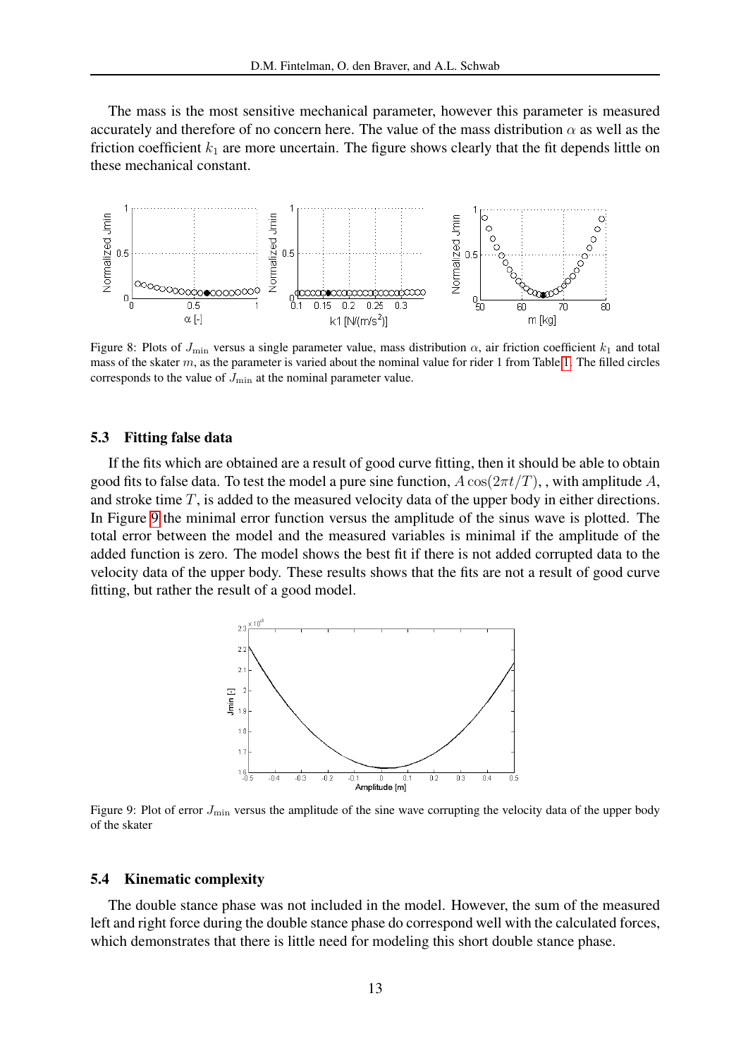The mass is the most sensitive mechanical parameter, however this parameter is measured accurately and therefore of no concern here. The value of the mass distribution $\alpha$ as well as the friction coefficient $k_1$ are more uncertain. The figure shows clearly that the fit depends little on these mechanical constant.

Figure 8: Plots of $J_{\min}$ versus a single parameter value, mass distribution $\alpha$, air friction coefficient $k_1$ and total mass of the skater $m$, as the parameter is varied about the nominal value for rider 1 from Table 1. The filled circles corresponds to the value of $J_{\min}$ at the nominal parameter value.

### 5.3 Fitting false data

If the fits which are obtained are a result of good curve fitting, then it should be able to obtain good fits to false data. To test the model a pure sine function, $A\cos(2\pi t/T)$, , with amplitude $A$, and stroke time $T$, is added to the measured velocity data of the upper body in either directions. In Figure 9 the minimal error function versus the amplitude of the sinus wave is plotted. The total error between the model and the measured variables is minimal if the amplitude of the added function is zero. The model shows the best fit if there is not added corrupted data to the velocity data of the upper body. These results shows that the fits are not a result of good curve fitting, but rather the result of a good model.

Figure 9: Plot of error $J_{\min}$ versus the amplitude of the sine wave corrupting the velocity data of the upper body of the skater

### 5.4 Kinematic complexity

The double stance phase was not included in the model. However, the sum of the measured left and right force during the double stance phase do correspond well with the calculated forces, which demonstrates that there is little need for modeling this short double stance phase.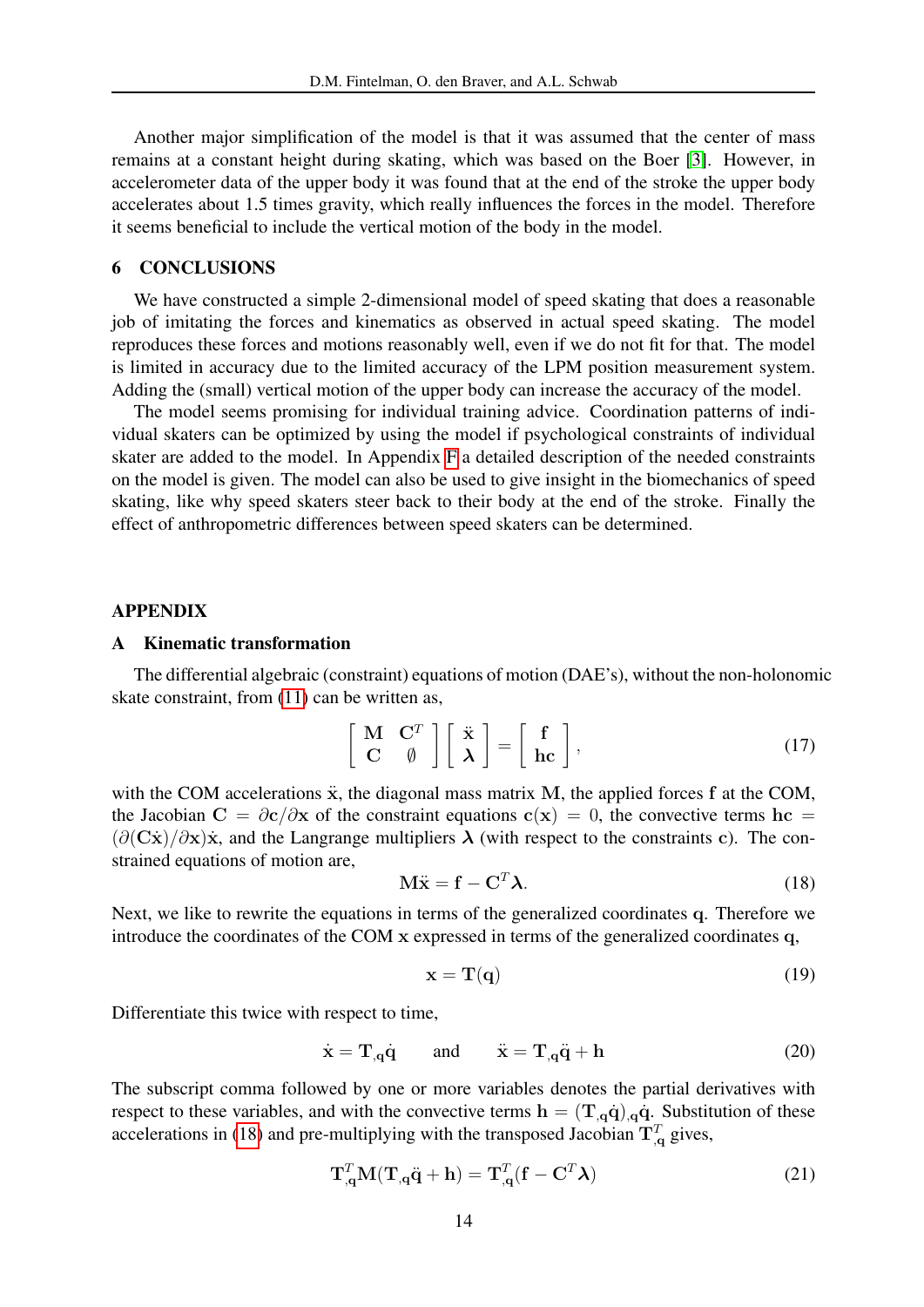Another major simplification of the model is that it was assumed that the center of mass remains at a constant height during skating, which was based on the Boer [3]. However, in accelerometer data of the upper body it was found that at the end of the stroke the upper body accelerates about 1.5 times gravity, which really influences the forces in the model. Therefore it seems beneficial to include the vertical motion of the body in the model.

## 6 CONCLUSIONS

We have constructed a simple 2-dimensional model of speed skating that does a reasonable job of imitating the forces and kinematics as observed in actual speed skating. The model reproduces these forces and motions reasonably well, even if we do not fit for that. The model is limited in accuracy due to the limited accuracy of the LPM position measurement system. Adding the (small) vertical motion of the upper body can increase the accuracy of the model.

The model seems promising for individual training advice. Coordination patterns of individual skaters can be optimized by using the model if psychological constraints of individual skater are added to the model. In Appendix F a detailed description of the needed constraints on the model is given. The model can also be used to give insight in the biomechanics of speed skating, like why speed skaters steer back to their body at the end of the stroke. Finally the effect of anthropometric differences between speed skaters can be determined.

## APPENDIX

### A Kinematic transformation

The differential algebraic (constraint) equations of motion (DAE's), without the non-holonomic skate constraint, from (11) can be written as,

$$\begin{bmatrix} \mathbf{M} & \mathbf{C}^T \\ \mathbf{C} & \emptyset \end{bmatrix} \begin{bmatrix} \ddot{\mathbf{x}} \\ \boldsymbol{\lambda} \end{bmatrix} = \begin{bmatrix} \mathbf{f} \\ \mathbf{hc} \end{bmatrix}, \tag{17}$$

with the COM accelerations $\ddot{\mathbf{x}}$, the diagonal mass matrix $\mathbf{M}$, the applied forces $\mathbf{f}$ at the COM, the Jacobian $\mathbf{C} = \partial \mathbf{c}/\partial \mathbf{x}$ of the constraint equations $\mathbf{c}(\mathbf{x}) = 0$, the convective terms $\mathbf{hc} = (\partial(\mathbf{C}\dot{\mathbf{x}})/\partial \mathbf{x})\dot{\mathbf{x}}$, and the Langrange multipliers $\boldsymbol{\lambda}$ (with respect to the constraints $\mathbf{c}$). The constrained equations of motion are,

$$\mathbf{M}\ddot{\mathbf{x}} = \mathbf{f} - \mathbf{C}^T\boldsymbol{\lambda}. \tag{18}$$

Next, we like to rewrite the equations in terms of the generalized coordinates $\mathbf{q}$. Therefore we introduce the coordinates of the COM $\mathbf{x}$ expressed in terms of the generalized coordinates $\mathbf{q}$,

$$\mathbf{x} = \mathbf{T}(\mathbf{q}) \tag{19}$$

Differentiate this twice with respect to time,

$$\dot{\mathbf{x}} = \mathbf{T}_{,\mathbf{q}}\dot{\mathbf{q}} \qquad \text{and} \qquad \ddot{\mathbf{x}} = \mathbf{T}_{,\mathbf{q}}\ddot{\mathbf{q}} + \mathbf{h} \tag{20}$$

The subscript comma followed by one or more variables denotes the partial derivatives with respect to these variables, and with the convective terms $\mathbf{h} = (\mathbf{T}_{,\mathbf{q}}\dot{\mathbf{q}})_{,\mathbf{q}}\dot{\mathbf{q}}$. Substitution of these accelerations in (18) and pre-multiplying with the transposed Jacobian $\mathbf{T}_{,\mathbf{q}}^T$ gives,

$$\mathbf{T}_{,\mathbf{q}}^T\mathbf{M}(\mathbf{T}_{,\mathbf{q}}\ddot{\mathbf{q}} + \mathbf{h}) = \mathbf{T}_{,\mathbf{q}}^T(\mathbf{f} - \mathbf{C}^T\boldsymbol{\lambda}) \tag{21}$$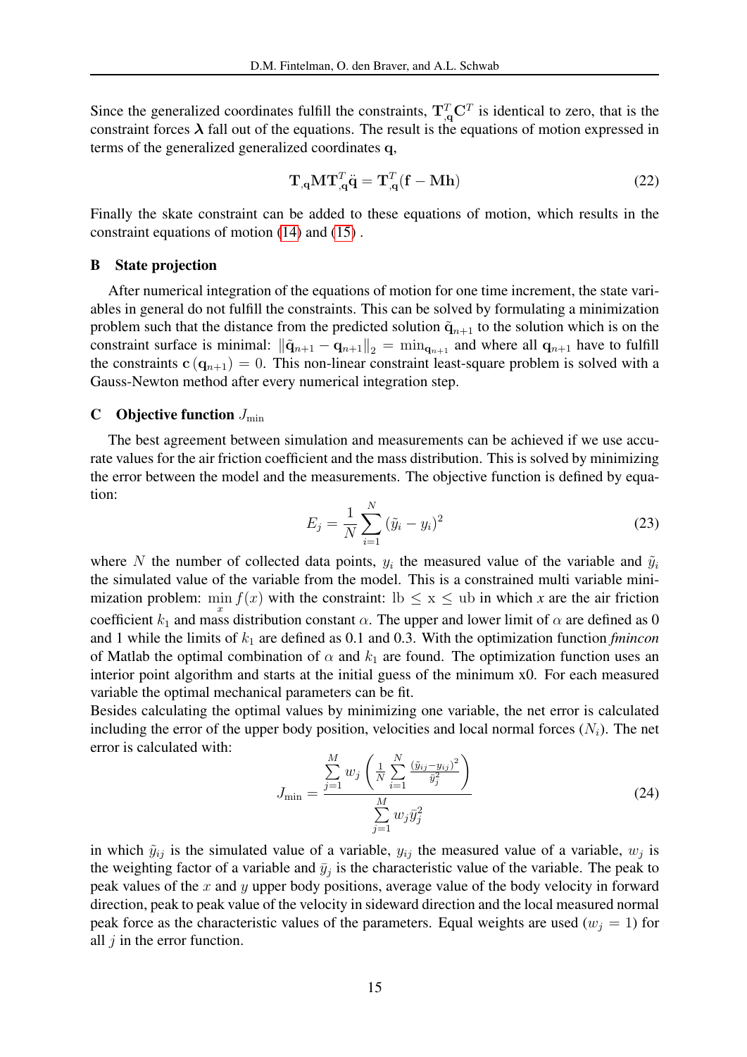Since the generalized coordinates fulfill the constraints, $\mathbf{T}_{,\mathbf{q}}^T \mathbf{C}^T$ is identical to zero, that is the constraint forces $\boldsymbol{\lambda}$ fall out of the equations. The result is the equations of motion expressed in terms of the generalized generalized coordinates $\mathbf{q}$,

$$\mathbf{T}_{,\mathbf{q}} \mathbf{M} \mathbf{T}_{,\mathbf{q}}^T \ddot{\mathbf{q}} = \mathbf{T}_{,\mathbf{q}}^T (\mathbf{f} - \mathbf{M}\mathbf{h}) \tag{22}$$

Finally the skate constraint can be added to these equations of motion, which results in the constraint equations of motion (14) and (15) .

## B State projection

After numerical integration of the equations of motion for one time increment, the state variables in general do not fulfill the constraints. This can be solved by formulating a minimization problem such that the distance from the predicted solution $\tilde{\mathbf{q}}_{n+1}$ to the solution which is on the constraint surface is minimal: $\|\tilde{\mathbf{q}}_{n+1} - \mathbf{q}_{n+1}\|_2 = \min_{\mathbf{q}_{n+1}}$ and where all $\mathbf{q}_{n+1}$ have to fulfill the constraints $\mathbf{c}(\mathbf{q}_{n+1}) = 0$. This non-linear constraint least-square problem is solved with a Gauss-Newton method after every numerical integration step.

## C Objective function $J_{\min}$

The best agreement between simulation and measurements can be achieved if we use accurate values for the air friction coefficient and the mass distribution. This is solved by minimizing the error between the model and the measurements. The objective function is defined by equation:

$$E_j = \frac{1}{N} \sum_{i=1}^{N} (\tilde{y}_i - y_i)^2 \tag{23}$$

where $N$ the number of collected data points, $y_i$ the measured value of the variable and $\tilde{y}_i$ the simulated value of the variable from the model. This is a constrained multi variable minimization problem: $\min_{x} f(x)$ with the constraint: $\mathrm{lb} \leq \mathrm{x} \leq \mathrm{ub}$ in which $x$ are the air friction coefficient $k_1$ and mass distribution constant $\alpha$. The upper and lower limit of $\alpha$ are defined as 0 and 1 while the limits of $k_1$ are defined as 0.1 and 0.3. With the optimization function *fmincon* of Matlab the optimal combination of $\alpha$ and $k_1$ are found. The optimization function uses an interior point algorithm and starts at the initial guess of the minimum x0. For each measured variable the optimal mechanical parameters can be fit.

Besides calculating the optimal values by minimizing one variable, the net error is calculated including the error of the upper body position, velocities and local normal forces ($N_i$). The net error is calculated with:

$$J_{\min} = \frac{\sum\limits_{j=1}^{M} w_j \left( \frac{1}{N} \sum\limits_{i=1}^{N} \frac{(\tilde{y}_{ij} - y_{ij})^2}{\bar{y}_j^2} \right)}{\sum\limits_{j=1}^{M} w_j \bar{y}_j^2} \tag{24}$$

in which $\tilde{y}_{ij}$ is the simulated value of a variable, $y_{ij}$ the measured value of a variable, $w_j$ is the weighting factor of a variable and $\bar{y}_j$ is the characteristic value of the variable. The peak to peak values of the $x$ and $y$ upper body positions, average value of the body velocity in forward direction, peak to peak value of the velocity in sideward direction and the local measured normal peak force as the characteristic values of the parameters. Equal weights are used ($w_j = 1$) for all $j$ in the error function.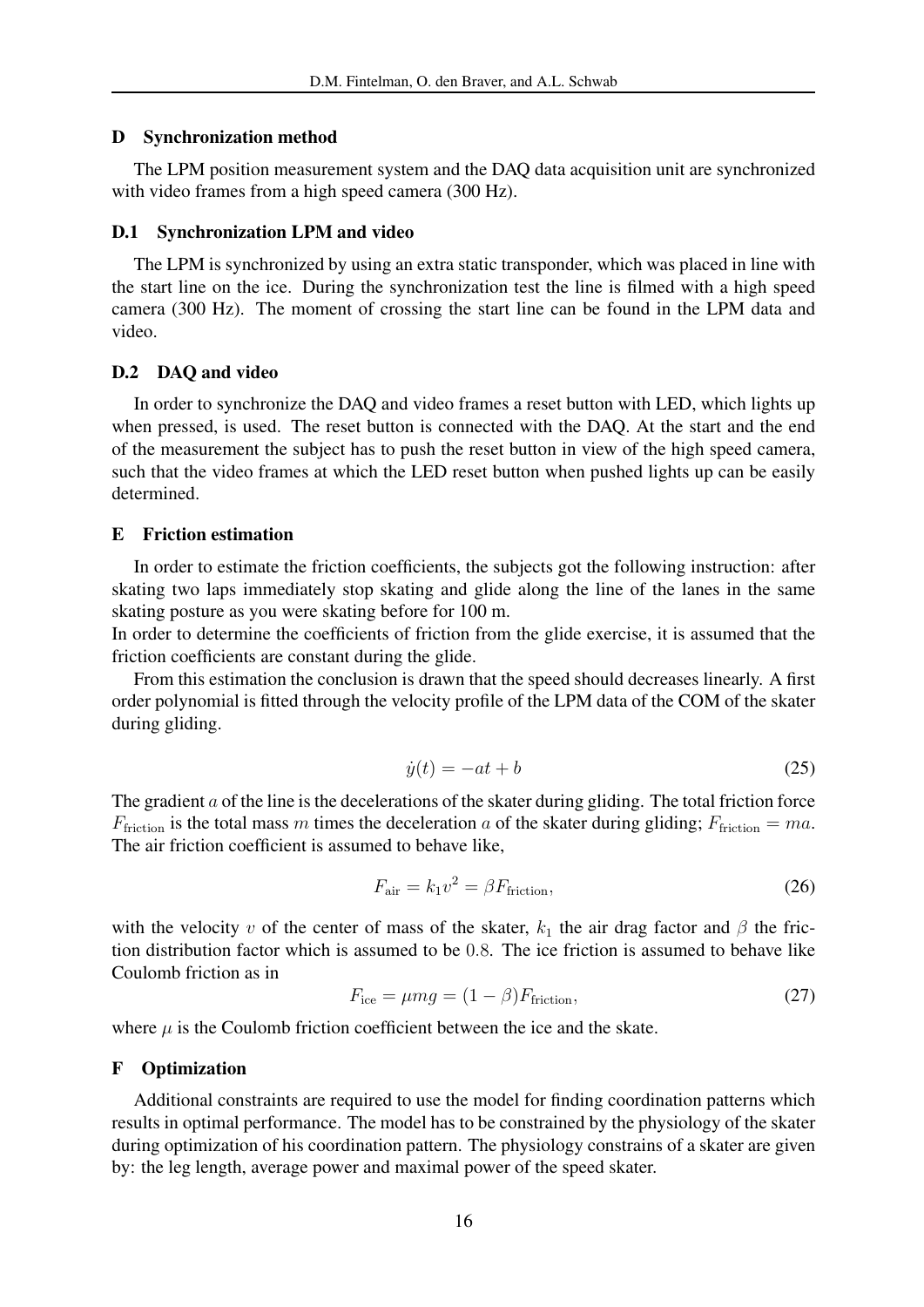## D Synchronization method

The LPM position measurement system and the DAQ data acquisition unit are synchronized with video frames from a high speed camera (300 Hz).

### D.1 Synchronization LPM and video

The LPM is synchronized by using an extra static transponder, which was placed in line with the start line on the ice. During the synchronization test the line is filmed with a high speed camera (300 Hz). The moment of crossing the start line can be found in the LPM data and video.

### D.2 DAQ and video

In order to synchronize the DAQ and video frames a reset button with LED, which lights up when pressed, is used. The reset button is connected with the DAQ. At the start and the end of the measurement the subject has to push the reset button in view of the high speed camera, such that the video frames at which the LED reset button when pushed lights up can be easily determined.

## E Friction estimation

In order to estimate the friction coefficients, the subjects got the following instruction: after skating two laps immediately stop skating and glide along the line of the lanes in the same skating posture as you were skating before for 100 m.
In order to determine the coefficients of friction from the glide exercise, it is assumed that the friction coefficients are constant during the glide.

From this estimation the conclusion is drawn that the speed should decreases linearly. A first order polynomial is fitted through the velocity profile of the LPM data of the COM of the skater during gliding.

$$\dot{y}(t) = -at + b \tag{25}$$

The gradient $a$ of the line is the decelerations of the skater during gliding. The total friction force $F_{\text{friction}}$ is the total mass $m$ times the deceleration $a$ of the skater during gliding; $F_{\text{friction}} = ma$. The air friction coefficient is assumed to behave like,

$$F_{\text{air}} = k_1 v^2 = \beta F_{\text{friction}}, \tag{26}$$

with the velocity $v$ of the center of mass of the skater, $k_1$ the air drag factor and $\beta$ the friction distribution factor which is assumed to be $0.8$. The ice friction is assumed to behave like Coulomb friction as in

$$F_{\text{ice}} = \mu m g = (1 - \beta) F_{\text{friction}}, \tag{27}$$

where $\mu$ is the Coulomb friction coefficient between the ice and the skate.

## F Optimization

Additional constraints are required to use the model for finding coordination patterns which results in optimal performance. The model has to be constrained by the physiology of the skater during optimization of his coordination pattern. The physiology constrains of a skater are given by: the leg length, average power and maximal power of the speed skater.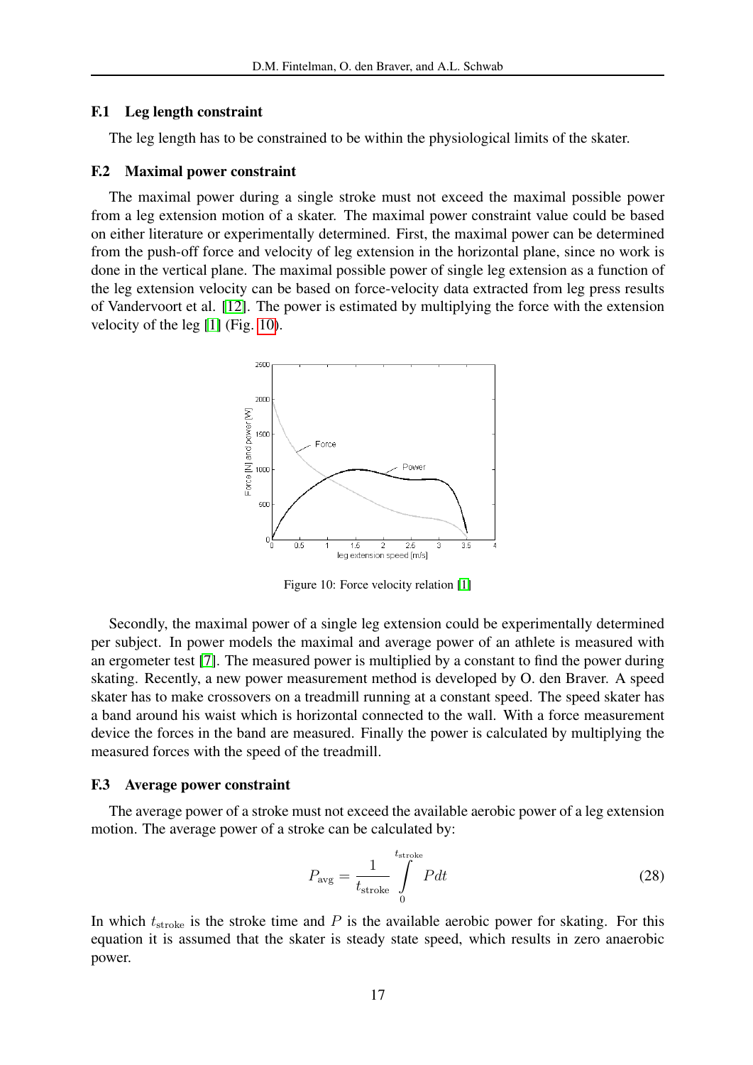## F.1 Leg length constraint

The leg length has to be constrained to be within the physiological limits of the skater.

## F.2 Maximal power constraint

The maximal power during a single stroke must not exceed the maximal possible power from a leg extension motion of a skater. The maximal power constraint value could be based on either literature or experimentally determined. First, the maximal power can be determined from the push-off force and velocity of leg extension in the horizontal plane, since no work is done in the vertical plane. The maximal possible power of single leg extension as a function of the leg extension velocity can be based on force-velocity data extracted from leg press results of Vandervoort et al. [12]. The power is estimated by multiplying the force with the extension velocity of the leg [1] (Fig. 10).

Figure 10: Force velocity relation [1]

Secondly, the maximal power of a single leg extension could be experimentally determined per subject. In power models the maximal and average power of an athlete is measured with an ergometer test [7]. The measured power is multiplied by a constant to find the power during skating. Recently, a new power measurement method is developed by O. den Braver. A speed skater has to make crossovers on a treadmill running at a constant speed. The speed skater has a band around his waist which is horizontal connected to the wall. With a force measurement device the forces in the band are measured. Finally the power is calculated by multiplying the measured forces with the speed of the treadmill.

## F.3 Average power constraint

The average power of a stroke must not exceed the available aerobic power of a leg extension motion. The average power of a stroke can be calculated by:

$$P_{\text{avg}} = \frac{1}{t_{\text{stroke}}} \int_{0}^{t_{\text{stroke}}} P dt \tag{28}$$

In which $t_{\text{stroke}}$ is the stroke time and $P$ is the available aerobic power for skating. For this equation it is assumed that the skater is steady state speed, which results in zero anaerobic power.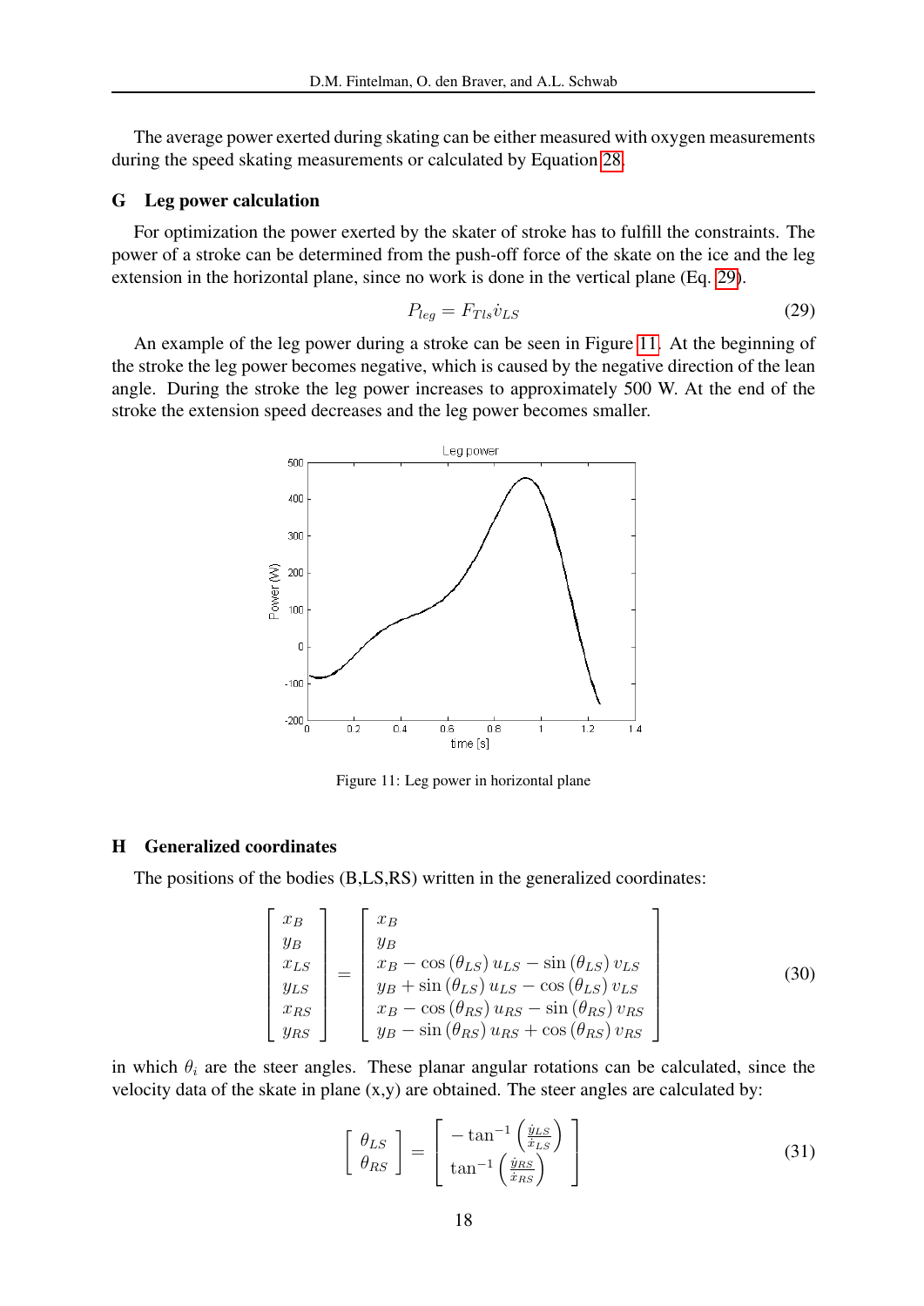The average power exerted during skating can be either measured with oxygen measurements during the speed skating measurements or calculated by Equation 28.

## G Leg power calculation

For optimization the power exerted by the skater of stroke has to fulfill the constraints. The power of a stroke can be determined from the push-off force of the skate on the ice and the leg extension in the horizontal plane, since no work is done in the vertical plane (Eq. 29).

$$P_{leg} = F_{Tls}\dot{v}_{LS} \tag{29}$$

An example of the leg power during a stroke can be seen in Figure 11. At the beginning of the stroke the leg power becomes negative, which is caused by the negative direction of the lean angle. During the stroke the leg power increases to approximately 500 W. At the end of the stroke the extension speed decreases and the leg power becomes smaller.

Figure 11: Leg power in horizontal plane

## H Generalized coordinates

The positions of the bodies (B,LS,RS) written in the generalized coordinates:

$$\begin{bmatrix} x_B \\ y_B \\ x_{LS} \\ y_{LS} \\ x_{RS} \\ y_{RS} \end{bmatrix} = \begin{bmatrix} x_B \\ y_B \\ x_B - \cos(\theta_{LS})\, u_{LS} - \sin(\theta_{LS})\, v_{LS} \\ y_B + \sin(\theta_{LS})\, u_{LS} - \cos(\theta_{LS})\, v_{LS} \\ x_B - \cos(\theta_{RS})\, u_{RS} - \sin(\theta_{RS})\, v_{RS} \\ y_B - \sin(\theta_{RS})\, u_{RS} + \cos(\theta_{RS})\, v_{RS} \end{bmatrix} \tag{30}$$

in which $\theta_i$ are the steer angles. These planar angular rotations can be calculated, since the velocity data of the skate in plane (x,y) are obtained. The steer angles are calculated by:

$$\begin{bmatrix} \theta_{LS} \\ \theta_{RS} \end{bmatrix} = \begin{bmatrix} -\tan^{-1}\left(\frac{\dot{y}_{LS}}{\dot{x}_{LS}}\right) \\ \tan^{-1}\left(\frac{\dot{y}_{RS}}{\dot{x}_{RS}}\right) \end{bmatrix} \tag{31}$$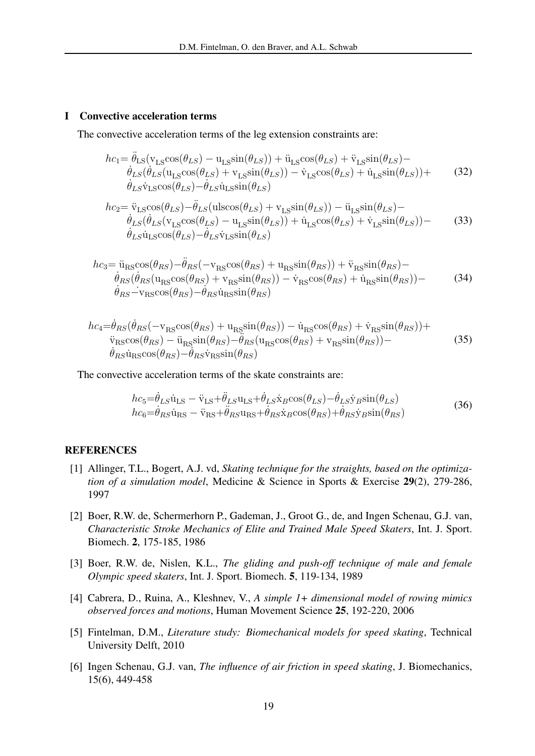## I Convective acceleration terms

The convective acceleration terms of the leg extension constraints are:

$$
\begin{aligned}
hc_1 = &\ \ddot{\theta}_{\mathrm{LS}}(\mathrm{v}_{\mathrm{LS}}\cos(\theta_{LS}) - \mathrm{u}_{\mathrm{LS}}\sin(\theta_{LS})) + \ddot{\mathrm{u}}_{\mathrm{LS}}\cos(\theta_{LS}) + \ddot{\mathrm{v}}_{\mathrm{LS}}\sin(\theta_{LS}) - \\
&\dot{\theta}_{LS}(\dot{\theta}_{LS}(\mathrm{u}_{\mathrm{LS}}\cos(\theta_{LS}) + \mathrm{v}_{\mathrm{LS}}\sin(\theta_{LS})) - \dot{\mathrm{v}}_{\mathrm{LS}}\cos(\theta_{LS}) + \dot{\mathrm{u}}_{\mathrm{LS}}\sin(\theta_{LS})) + \\
&\dot{\theta}_{LS}\dot{\mathrm{v}}_{\mathrm{LS}}\cos(\theta_{LS}) - \dot{\theta}_{LS}\dot{\mathrm{u}}_{\mathrm{LS}}\sin(\theta_{LS})
\end{aligned}
\tag{32}
$$

$$
\begin{aligned}
hc_2 = &\ \ddot{\mathrm{v}}_{\mathrm{LS}}\cos(\theta_{LS}) - \ddot{\theta}_{LS}(\mathrm{uls}\cos(\theta_{LS}) + \mathrm{v}_{\mathrm{LS}}\sin(\theta_{LS})) - \ddot{\mathrm{u}}_{\mathrm{LS}}\sin(\theta_{LS}) - \\
&\dot{\theta}_{LS}(\dot{\theta}_{LS}(\mathrm{v}_{\mathrm{LS}}\cos(\theta_{LS}) - \mathrm{u}_{\mathrm{LS}}\sin(\theta_{LS})) + \dot{\mathrm{u}}_{\mathrm{LS}}\cos(\theta_{LS}) + \dot{\mathrm{v}}_{\mathrm{LS}}\sin(\theta_{LS})) - \\
&\dot{\theta}_{LS}\dot{\mathrm{u}}_{\mathrm{LS}}\cos(\theta_{LS}) - \dot{\theta}_{LS}\dot{\mathrm{v}}_{\mathrm{LS}}\sin(\theta_{LS})
\end{aligned}
\tag{33}
$$

$$
\begin{aligned}
hc_3 = &\ \ddot{\mathrm{u}}_{\mathrm{RS}}\cos(\theta_{RS}) - \ddot{\theta}_{RS}(-\mathrm{v}_{\mathrm{RS}}\cos(\theta_{RS}) + \mathrm{u}_{\mathrm{RS}}\sin(\theta_{RS})) + \ddot{\mathrm{v}}_{\mathrm{RS}}\sin(\theta_{RS}) - \\
&\dot{\theta}_{RS}(\dot{\theta}_{RS}(\mathrm{u}_{\mathrm{RS}}\cos(\theta_{RS}) + \mathrm{v}_{\mathrm{RS}}\sin(\theta_{RS})) - \dot{\mathrm{v}}_{\mathrm{RS}}\cos(\theta_{RS}) + \dot{\mathrm{u}}_{\mathrm{RS}}\sin(\theta_{RS})) - \\
&\dot{\theta}_{RS}\dot{-\mathrm{v}}_{\mathrm{RS}}\cos(\theta_{RS}) - \dot{\theta}_{RS}\dot{\mathrm{u}}_{\mathrm{RS}}\sin(\theta_{RS})
\end{aligned}
\tag{34}
$$

$$
\begin{aligned}
hc_4 = &\ \dot{\theta}_{RS}(\dot{\theta}_{RS}(-\mathrm{v}_{\mathrm{RS}}\cos(\theta_{RS}) + \mathrm{u}_{\mathrm{RS}}\sin(\theta_{RS})) - \dot{\mathrm{u}}_{\mathrm{RS}}\cos(\theta_{RS}) + \dot{\mathrm{v}}_{\mathrm{RS}}\sin(\theta_{RS})) + \\
&\ddot{\mathrm{v}}_{\mathrm{RS}}\cos(\theta_{RS}) - \ddot{\mathrm{u}}_{\mathrm{RS}}\sin(\theta_{RS}) - \ddot{\theta}_{RS}(\mathrm{u}_{\mathrm{RS}}\cos(\theta_{RS}) + \mathrm{v}_{\mathrm{RS}}\sin(\theta_{RS})) - \\
&\dot{\theta}_{RS}\dot{\mathrm{u}}_{\mathrm{RS}}\cos(\theta_{RS}) - \dot{\theta}_{RS}\dot{\mathrm{v}}_{\mathrm{RS}}\sin(\theta_{RS})
\end{aligned}
\tag{35}
$$

The convective acceleration terms of the skate constraints are:

$$
\begin{aligned}
hc_5 &= \dot{\theta}_{LS}\dot{\mathrm{u}}_{\mathrm{LS}} - \ddot{\mathrm{v}}_{\mathrm{LS}} + \ddot{\theta}_{LS}\mathrm{u}_{\mathrm{LS}} + \dot{\theta}_{LS}\dot{\mathrm{x}}_B\cos(\theta_{LS}) - \dot{\theta}_{LS}\dot{\mathrm{y}}_B\sin(\theta_{LS}) \\
hc_6 &= \dot{\theta}_{RS}\dot{\mathrm{u}}_{\mathrm{RS}} - \ddot{\mathrm{v}}_{\mathrm{RS}} + \ddot{\theta}_{RS}\mathrm{u}_{\mathrm{RS}} + \dot{\theta}_{RS}\dot{\mathrm{x}}_B\cos(\theta_{RS}) + \dot{\theta}_{RS}\dot{\mathrm{y}}_B\sin(\theta_{RS})
\end{aligned}
\tag{36}
$$

## REFERENCES

[1] Allinger, T.L., Bogert, A.J. vd, *Skating technique for the straights, based on the optimization of a simulation model*, Medicine & Science in Sports & Exercise **29**(2), 279-286, 1997

[2] Boer, R.W. de, Schermerhorn P., Gademan, J., Groot G., de, and Ingen Schenau, G.J. van, *Characteristic Stroke Mechanics of Elite and Trained Male Speed Skaters*, Int. J. Sport. Biomech. **2**, 175-185, 1986

[3] Boer, R.W. de, Nislen, K.L., *The gliding and push-off technique of male and female Olympic speed skaters*, Int. J. Sport. Biomech. **5**, 119-134, 1989

[4] Cabrera, D., Ruina, A., Kleshnev, V., *A simple 1+ dimensional model of rowing mimics observed forces and motions*, Human Movement Science **25**, 192-220, 2006

[5] Fintelman, D.M., *Literature study: Biomechanical models for speed skating*, Technical University Delft, 2010

[6] Ingen Schenau, G.J. van, *The influence of air friction in speed skating*, J. Biomechanics, 15(6), 449-458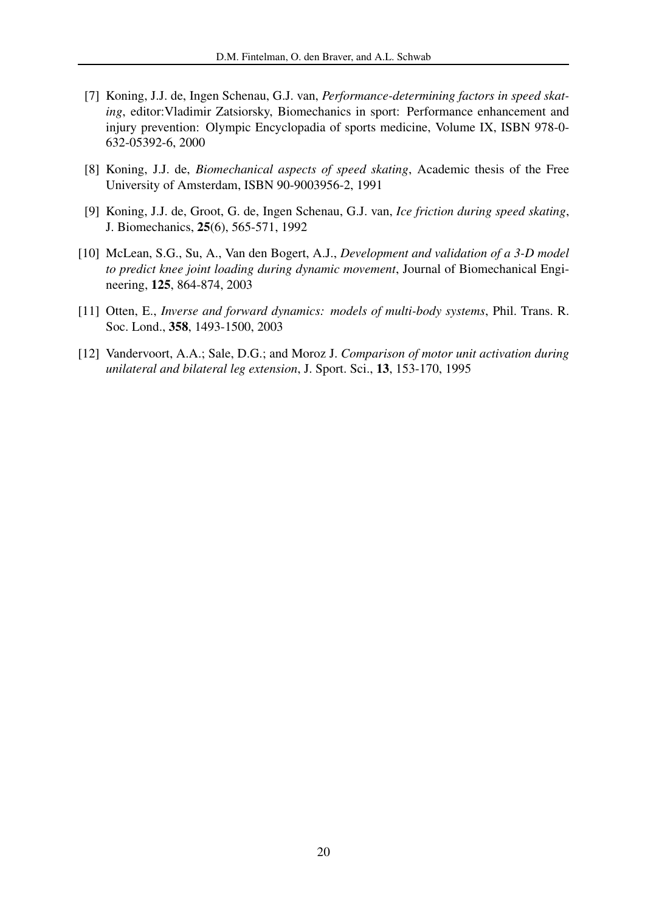[7] Koning, J.J. de, Ingen Schenau, G.J. van, *Performance-determining factors in speed skating*, editor:Vladimir Zatsiorsky, Biomechanics in sport: Performance enhancement and injury prevention: Olympic Encyclopadia of sports medicine, Volume IX, ISBN 978-0-632-05392-6, 2000

[8] Koning, J.J. de, *Biomechanical aspects of speed skating*, Academic thesis of the Free University of Amsterdam, ISBN 90-9003956-2, 1991

[9] Koning, J.J. de, Groot, G. de, Ingen Schenau, G.J. van, *Ice friction during speed skating*, J. Biomechanics, **25**(6), 565-571, 1992

[10] McLean, S.G., Su, A., Van den Bogert, A.J., *Development and validation of a 3-D model to predict knee joint loading during dynamic movement*, Journal of Biomechanical Engineering, **125**, 864-874, 2003

[11] Otten, E., *Inverse and forward dynamics: models of multi-body systems*, Phil. Trans. R. Soc. Lond., **358**, 1493-1500, 2003

[12] Vandervoort, A.A.; Sale, D.G.; and Moroz J. *Comparison of motor unit activation during unilateral and bilateral leg extension*, J. Sport. Sci., **13**, 153-170, 1995